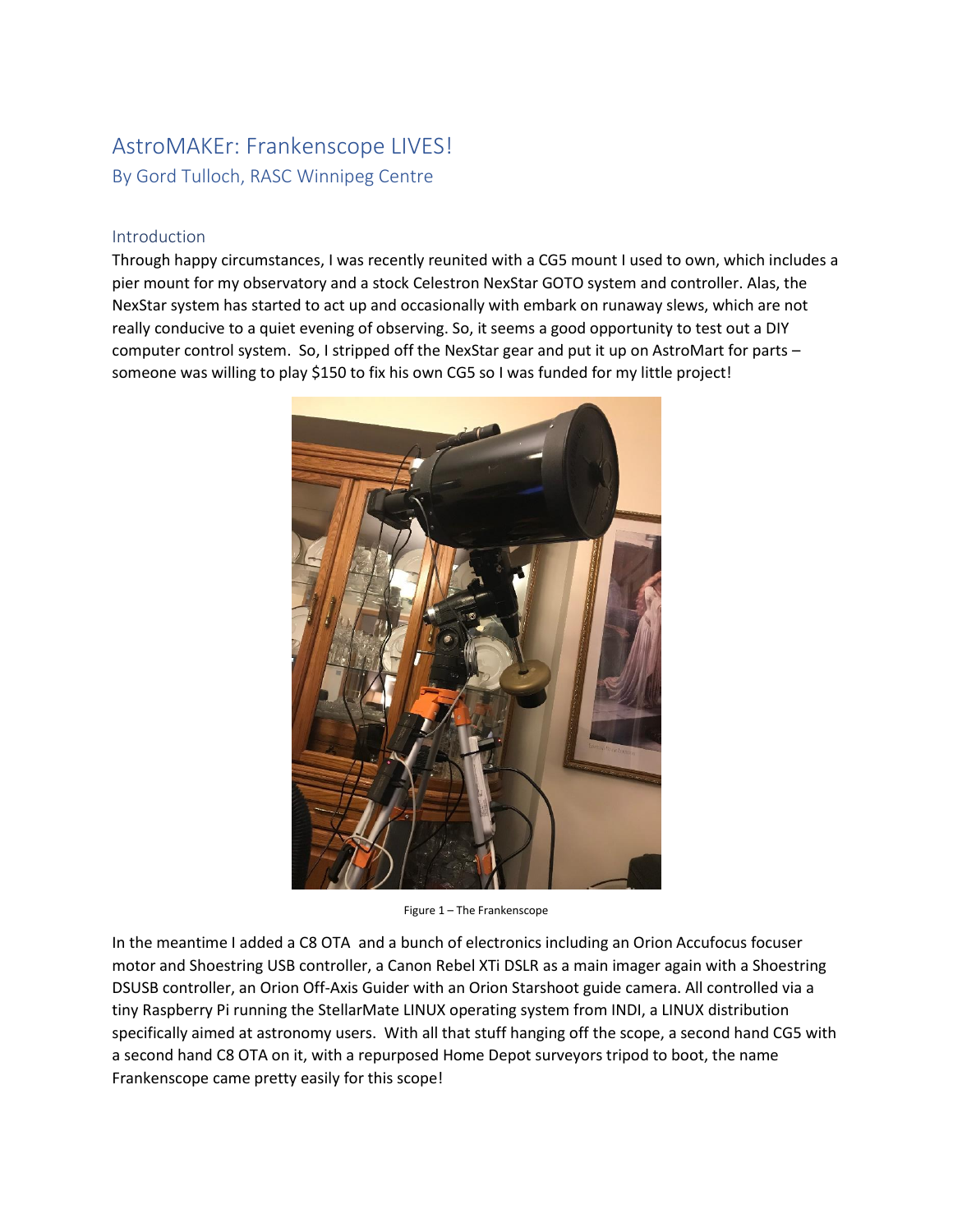# AstroMAKEr: Frankenscope LIVES!

## By Gord Tulloch, RASC Winnipeg Centre

### Introduction

Through happy circumstances, I was recently reunited with a CG5 mount I used to own, which includes a pier mount for my observatory and a stock Celestron NexStar GOTO system and controller. Alas, the NexStar system has started to act up and occasionally with embark on runaway slews, which are not really conducive to a quiet evening of observing. So, it seems a good opportunity to test out a DIY computer control system. So, I stripped off the NexStar gear and put it up on AstroMart for parts – someone was willing to play $150 to fix his own CG5 so I was funded for my little project!

Figure 1 – The Frankenscope

In the meantime I added a C8 OTA and a bunch of electronics including an Orion Accufocus focuser motor and Shoestring USB controller, a Canon Rebel XTi DSLR as a main imager again with a Shoestring DSUSB controller, an Orion Off-Axis Guider with an Orion Starshoot guide camera. All controlled via a tiny Raspberry Pi running the StellarMate LINUX operating system from INDI, a LINUX distribution specifically aimed at astronomy users. With all that stuff hanging off the scope, a second hand CG5 with a second hand C8 OTA on it, with a repurposed Home Depot surveyors tripod to boot, the name Frankenscope came pretty easily for this scope!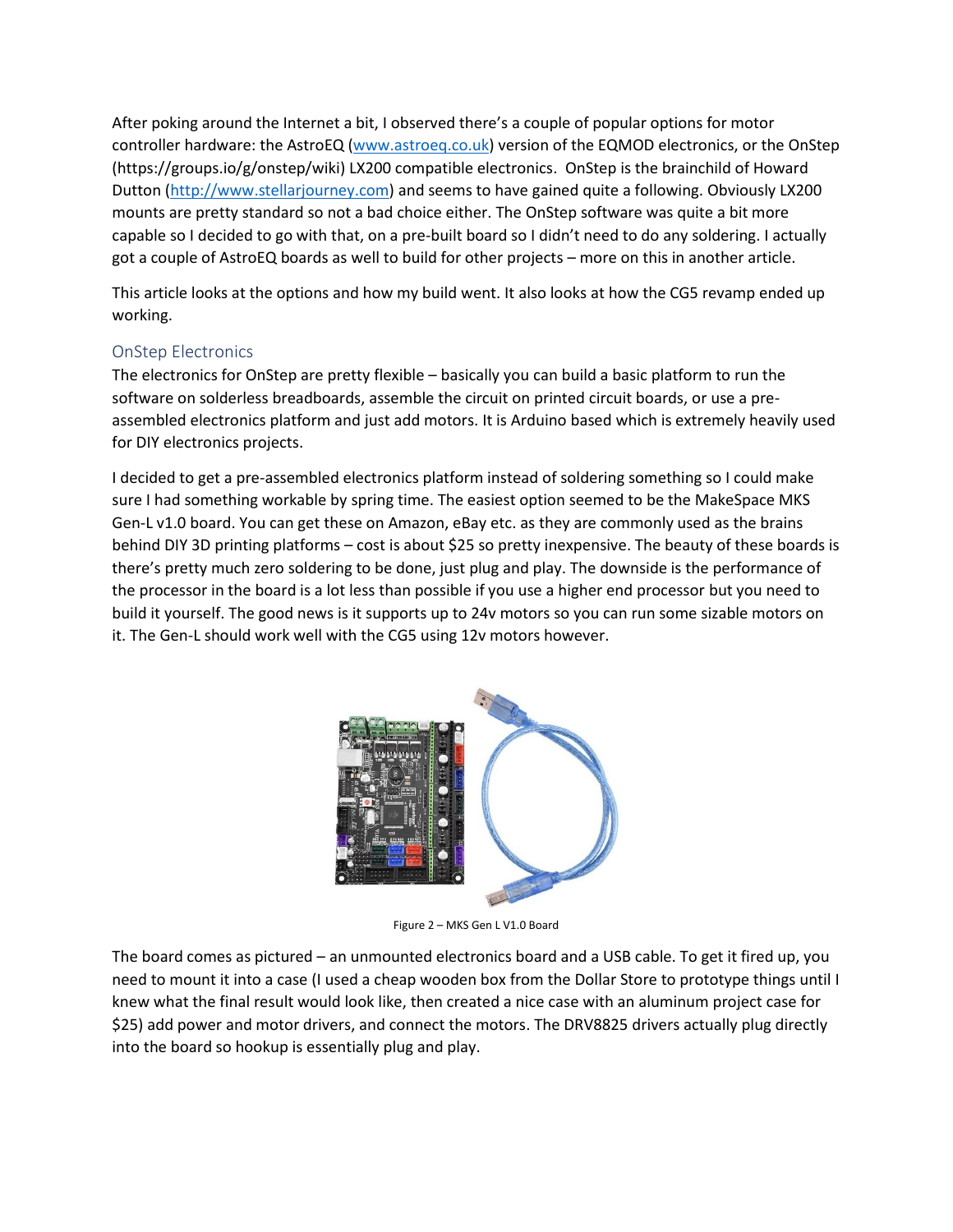After poking around the Internet a bit, I observed there's a couple of popular options for motor controller hardware: the AstroEQ (www.astroeq.co.uk) version of the EQMOD electronics, or the OnStep (https://groups.io/g/onstep/wiki) LX200 compatible electronics. OnStep is the brainchild of Howard Dutton (http://www.stellarjourney.com) and seems to have gained quite a following. Obviously LX200 mounts are pretty standard so not a bad choice either. The OnStep software was quite a bit more capable so I decided to go with that, on a pre-built board so I didn't need to do any soldering. I actually got a couple of AstroEQ boards as well to build for other projects – more on this in another article.

This article looks at the options and how my build went. It also looks at how the CG5 revamp ended up working.

## OnStep Electronics

The electronics for OnStep are pretty flexible – basically you can build a basic platform to run the software on solderless breadboards, assemble the circuit on printed circuit boards, or use a pre-assembled electronics platform and just add motors. It is Arduino based which is extremely heavily used for DIY electronics projects.

I decided to get a pre-assembled electronics platform instead of soldering something so I could make sure I had something workable by spring time. The easiest option seemed to be the MakeSpace MKS Gen-L v1.0 board. You can get these on Amazon, eBay etc. as they are commonly used as the brains behind DIY 3D printing platforms – cost is about $25 so pretty inexpensive. The beauty of these boards is there's pretty much zero soldering to be done, just plug and play. The downside is the performance of the processor in the board is a lot less than possible if you use a higher end processor but you need to build it yourself. The good news is it supports up to 24v motors so you can run some sizable motors on it. The Gen-L should work well with the CG5 using 12v motors however.

Figure 2 – MKS Gen L V1.0 Board

The board comes as pictured – an unmounted electronics board and a USB cable. To get it fired up, you need to mount it into a case (I used a cheap wooden box from the Dollar Store to prototype things until I knew what the final result would look like, then created a nice case with an aluminum project case for $25) add power and motor drivers, and connect the motors. The DRV8825 drivers actually plug directly into the board so hookup is essentially plug and play.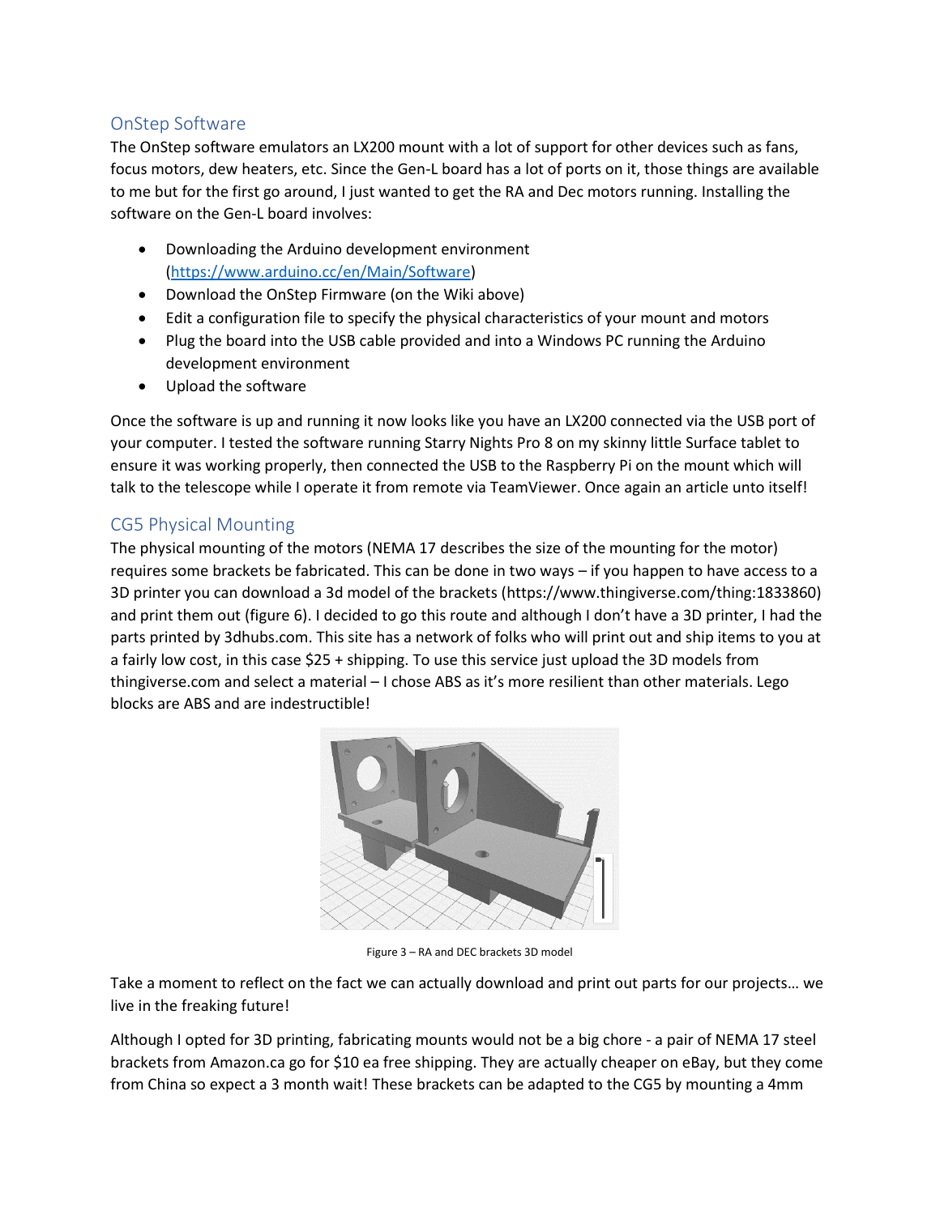## OnStep Software

The OnStep software emulators an LX200 mount with a lot of support for other devices such as fans, focus motors, dew heaters, etc. Since the Gen-L board has a lot of ports on it, those things are available to me but for the first go around, I just wanted to get the RA and Dec motors running. Installing the software on the Gen-L board involves:

- Downloading the Arduino development environment (https://www.arduino.cc/en/Main/Software)
- Download the OnStep Firmware (on the Wiki above)
- Edit a configuration file to specify the physical characteristics of your mount and motors
- Plug the board into the USB cable provided and into a Windows PC running the Arduino development environment
- Upload the software

Once the software is up and running it now looks like you have an LX200 connected via the USB port of your computer. I tested the software running Starry Nights Pro 8 on my skinny little Surface tablet to ensure it was working properly, then connected the USB to the Raspberry Pi on the mount which will talk to the telescope while I operate it from remote via TeamViewer. Once again an article unto itself!

## CG5 Physical Mounting

The physical mounting of the motors (NEMA 17 describes the size of the mounting for the motor) requires some brackets be fabricated. This can be done in two ways – if you happen to have access to a 3D printer you can download a 3d model of the brackets (https://www.thingiverse.com/thing:1833860) and print them out (figure 6). I decided to go this route and although I don't have a 3D printer, I had the parts printed by 3dhubs.com. This site has a network of folks who will print out and ship items to you at a fairly low cost, in this case $25 + shipping. To use this service just upload the 3D models from thingiverse.com and select a material – I chose ABS as it's more resilient than other materials. Lego blocks are ABS and are indestructible!

Figure 3 – RA and DEC brackets 3D model

Take a moment to reflect on the fact we can actually download and print out parts for our projects… we live in the freaking future!

Although I opted for 3D printing, fabricating mounts would not be a big chore - a pair of NEMA 17 steel brackets from Amazon.ca go for $10 ea free shipping. They are actually cheaper on eBay, but they come from China so expect a 3 month wait! These brackets can be adapted to the CG5 by mounting a 4mm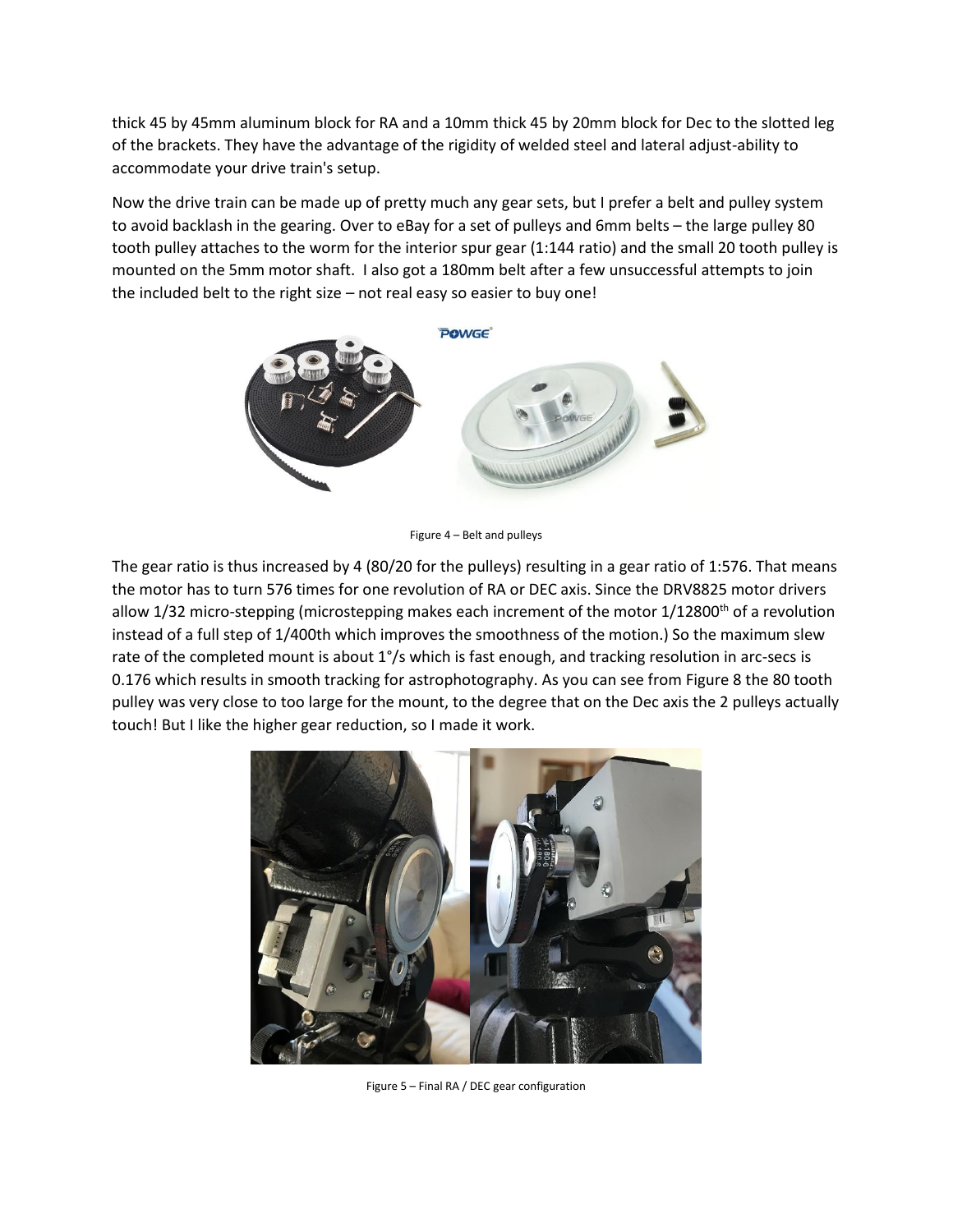thick 45 by 45mm aluminum block for RA and a 10mm thick 45 by 20mm block for Dec to the slotted leg of the brackets. They have the advantage of the rigidity of welded steel and lateral adjust-ability to accommodate your drive train's setup.

Now the drive train can be made up of pretty much any gear sets, but I prefer a belt and pulley system to avoid backlash in the gearing. Over to eBay for a set of pulleys and 6mm belts – the large pulley 80 tooth pulley attaches to the worm for the interior spur gear (1:144 ratio) and the small 20 tooth pulley is mounted on the 5mm motor shaft. I also got a 180mm belt after a few unsuccessful attempts to join the included belt to the right size – not real easy so easier to buy one!

Figure 4 – Belt and pulleys

The gear ratio is thus increased by 4 (80/20 for the pulleys) resulting in a gear ratio of 1:576. That means the motor has to turn 576 times for one revolution of RA or DEC axis. Since the DRV8825 motor drivers allow 1/32 micro-stepping (microstepping makes each increment of the motor 1/12800$^{th}$ of a revolution instead of a full step of 1/400th which improves the smoothness of the motion.) So the maximum slew rate of the completed mount is about 1°/s which is fast enough, and tracking resolution in arc-secs is 0.176 which results in smooth tracking for astrophotography. As you can see from Figure 8 the 80 tooth pulley was very close to too large for the mount, to the degree that on the Dec axis the 2 pulleys actually touch! But I like the higher gear reduction, so I made it work.

Figure 5 – Final RA / DEC gear configuration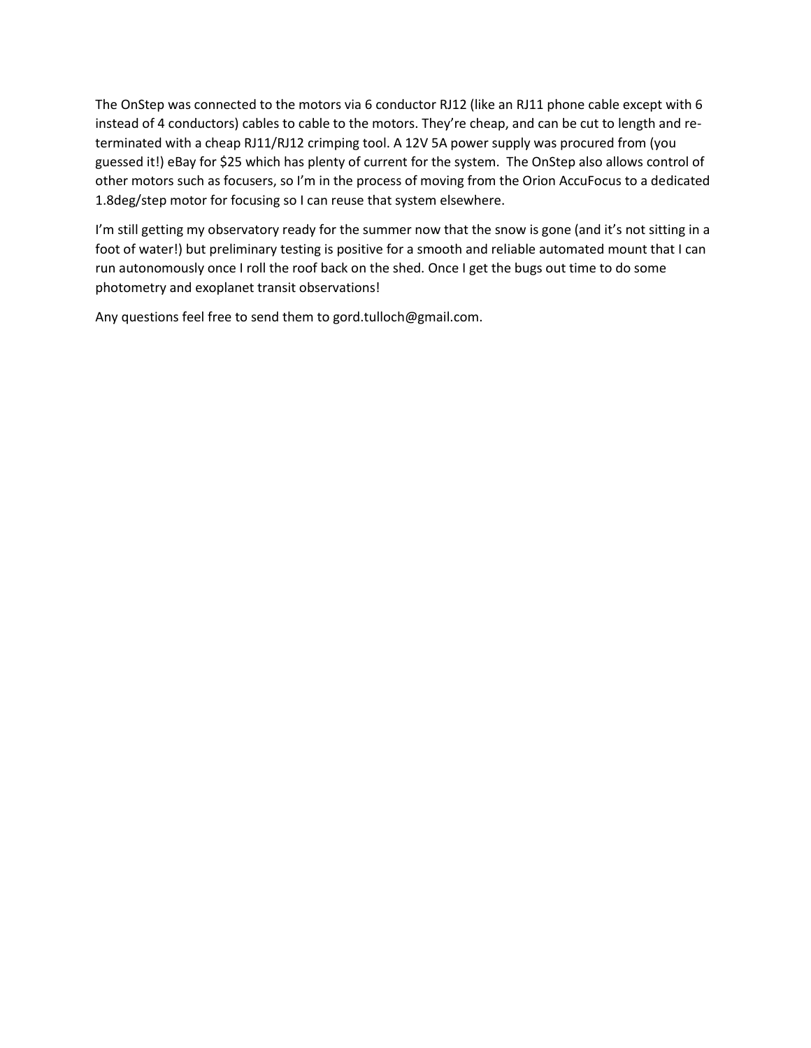The OnStep was connected to the motors via 6 conductor RJ12 (like an RJ11 phone cable except with 6 instead of 4 conductors) cables to cable to the motors. They're cheap, and can be cut to length and re-terminated with a cheap RJ11/RJ12 crimping tool. A 12V 5A power supply was procured from (you guessed it!) eBay for $25 which has plenty of current for the system. The OnStep also allows control of other motors such as focusers, so I'm in the process of moving from the Orion AccuFocus to a dedicated 1.8deg/step motor for focusing so I can reuse that system elsewhere.

I'm still getting my observatory ready for the summer now that the snow is gone (and it's not sitting in a foot of water!) but preliminary testing is positive for a smooth and reliable automated mount that I can run autonomously once I roll the roof back on the shed. Once I get the bugs out time to do some photometry and exoplanet transit observations!

Any questions feel free to send them to gord.tulloch@gmail.com.